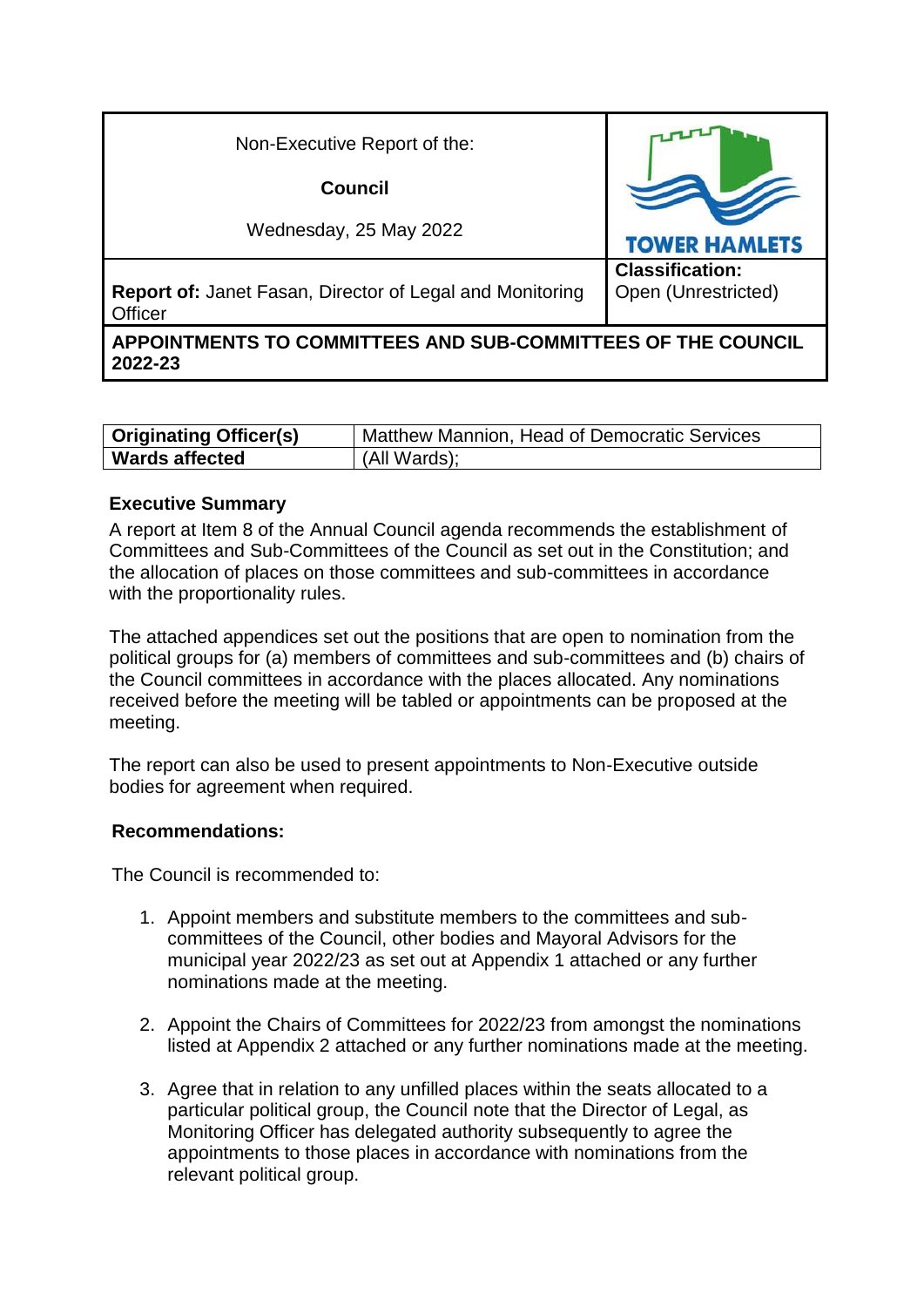| Non-Executive Report of the:<br><br>**Council**<br><br>Wednesday, 25 May 2022 | TOWER HAMLETS |
| --- | --- |
| **Report of:** Janet Fasan, Director of Legal and Monitoring Officer | **Classification:**<br>Open (Unrestricted) |
| **APPOINTMENTS TO COMMITTEES AND SUB-COMMITTEES OF THE COUNCIL 2022-23** | |

| **Originating Officer(s)** | Matthew Mannion, Head of Democratic Services |
| --- | --- |
| **Wards affected** | (All Wards); |

## Executive Summary

A report at Item 8 of the Annual Council agenda recommends the establishment of Committees and Sub-Committees of the Council as set out in the Constitution; and the allocation of places on those committees and sub-committees in accordance with the proportionality rules.

The attached appendices set out the positions that are open to nomination from the political groups for (a) members of committees and sub-committees and (b) chairs of the Council committees in accordance with the places allocated. Any nominations received before the meeting will be tabled or appointments can be proposed at the meeting.

The report can also be used to present appointments to Non-Executive outside bodies for agreement when required.

## Recommendations:

The Council is recommended to:

1. Appoint members and substitute members to the committees and sub-committees of the Council, other bodies and Mayoral Advisors for the municipal year 2022/23 as set out at Appendix 1 attached or any further nominations made at the meeting.

2. Appoint the Chairs of Committees for 2022/23 from amongst the nominations listed at Appendix 2 attached or any further nominations made at the meeting.

3. Agree that in relation to any unfilled places within the seats allocated to a particular political group, the Council note that the Director of Legal, as Monitoring Officer has delegated authority subsequently to agree the appointments to those places in accordance with nominations from the relevant political group.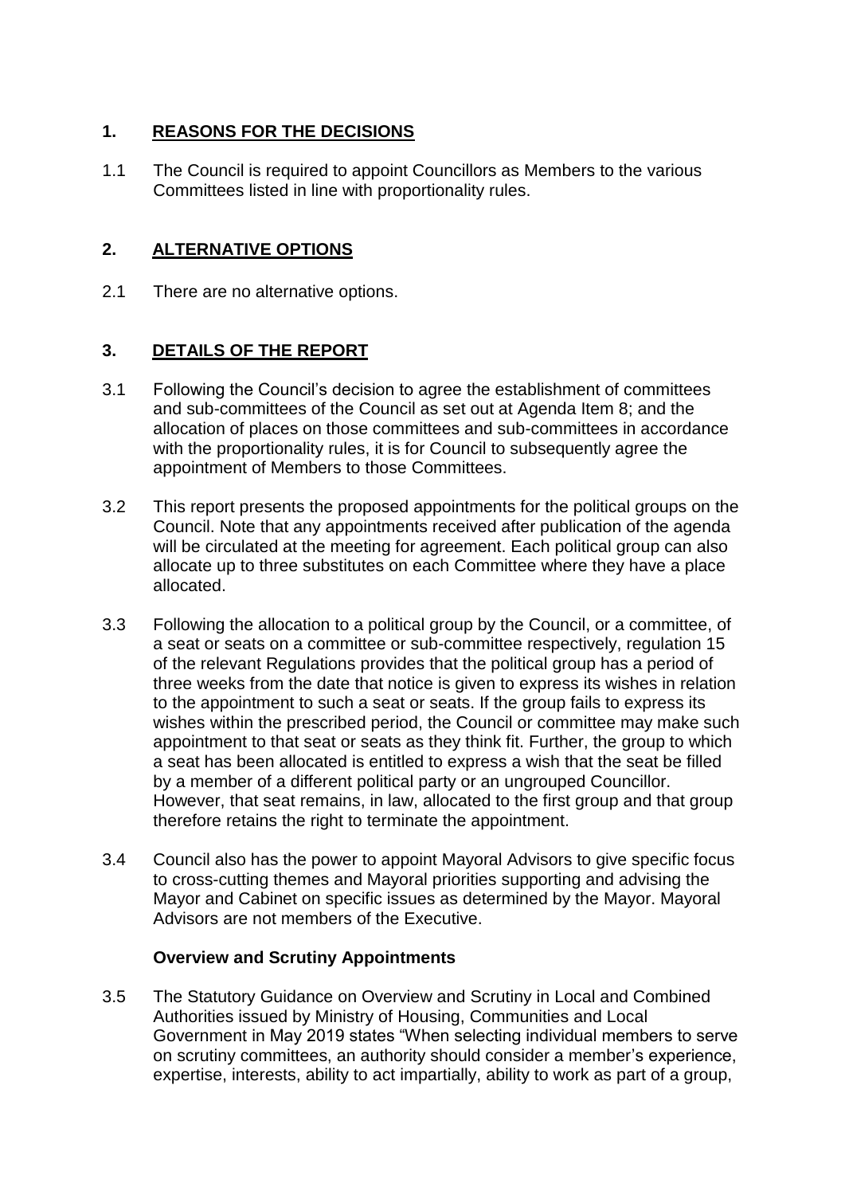## 1. REASONS FOR THE DECISIONS

1.1 The Council is required to appoint Councillors as Members to the various Committees listed in line with proportionality rules.

## 2. ALTERNATIVE OPTIONS

2.1 There are no alternative options.

## 3. DETAILS OF THE REPORT

3.1 Following the Council's decision to agree the establishment of committees and sub-committees of the Council as set out at Agenda Item 8; and the allocation of places on those committees and sub-committees in accordance with the proportionality rules, it is for Council to subsequently agree the appointment of Members to those Committees.

3.2 This report presents the proposed appointments for the political groups on the Council. Note that any appointments received after publication of the agenda will be circulated at the meeting for agreement. Each political group can also allocate up to three substitutes on each Committee where they have a place allocated.

3.3 Following the allocation to a political group by the Council, or a committee, of a seat or seats on a committee or sub-committee respectively, regulation 15 of the relevant Regulations provides that the political group has a period of three weeks from the date that notice is given to express its wishes in relation to the appointment to such a seat or seats. If the group fails to express its wishes within the prescribed period, the Council or committee may make such appointment to that seat or seats as they think fit. Further, the group to which a seat has been allocated is entitled to express a wish that the seat be filled by a member of a different political party or an ungrouped Councillor. However, that seat remains, in law, allocated to the first group and that group therefore retains the right to terminate the appointment.

3.4 Council also has the power to appoint Mayoral Advisors to give specific focus to cross-cutting themes and Mayoral priorities supporting and advising the Mayor and Cabinet on specific issues as determined by the Mayor. Mayoral Advisors are not members of the Executive.

**Overview and Scrutiny Appointments**

3.5 The Statutory Guidance on Overview and Scrutiny in Local and Combined Authorities issued by Ministry of Housing, Communities and Local Government in May 2019 states "When selecting individual members to serve on scrutiny committees, an authority should consider a member's experience, expertise, interests, ability to act impartially, ability to work as part of a group,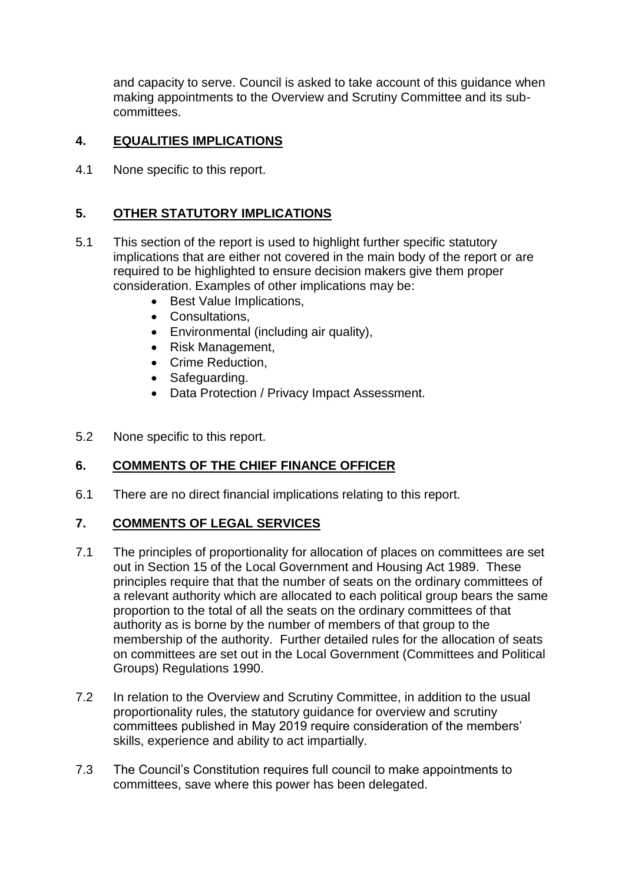and capacity to serve. Council is asked to take account of this guidance when making appointments to the Overview and Scrutiny Committee and its sub-committees.

## 4. EQUALITIES IMPLICATIONS

4.1 None specific to this report.

## 5. OTHER STATUTORY IMPLICATIONS

5.1 This section of the report is used to highlight further specific statutory implications that are either not covered in the main body of the report or are required to be highlighted to ensure decision makers give them proper consideration. Examples of other implications may be:

- Best Value Implications,
- Consultations,
- Environmental (including air quality),
- Risk Management,
- Crime Reduction,
- Safeguarding.
- Data Protection / Privacy Impact Assessment.

5.2 None specific to this report.

## 6. COMMENTS OF THE CHIEF FINANCE OFFICER

6.1 There are no direct financial implications relating to this report.

## 7. COMMENTS OF LEGAL SERVICES

7.1 The principles of proportionality for allocation of places on committees are set out in Section 15 of the Local Government and Housing Act 1989. These principles require that that the number of seats on the ordinary committees of a relevant authority which are allocated to each political group bears the same proportion to the total of all the seats on the ordinary committees of that authority as is borne by the number of members of that group to the membership of the authority. Further detailed rules for the allocation of seats on committees are set out in the Local Government (Committees and Political Groups) Regulations 1990.

7.2 In relation to the Overview and Scrutiny Committee, in addition to the usual proportionality rules, the statutory guidance for overview and scrutiny committees published in May 2019 require consideration of the members' skills, experience and ability to act impartially.

7.3 The Council's Constitution requires full council to make appointments to committees, save where this power has been delegated.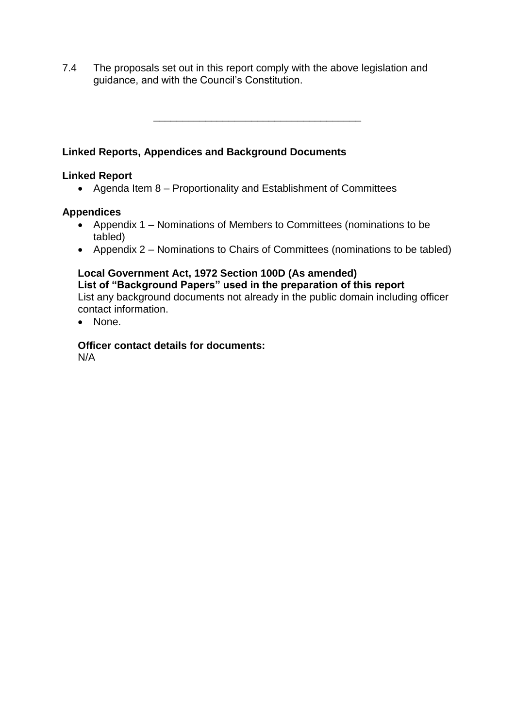7.4 The proposals set out in this report comply with the above legislation and guidance, and with the Council's Constitution.

---

**Linked Reports, Appendices and Background Documents**

**Linked Report**

- Agenda Item 8 – Proportionality and Establishment of Committees

**Appendices**

- Appendix 1 – Nominations of Members to Committees (nominations to be tabled)
- Appendix 2 – Nominations to Chairs of Committees (nominations to be tabled)

**Local Government Act, 1972 Section 100D (As amended)**
**List of "Background Papers" used in the preparation of this report**
List any background documents not already in the public domain including officer contact information.

- None.

**Officer contact details for documents:**
N/A